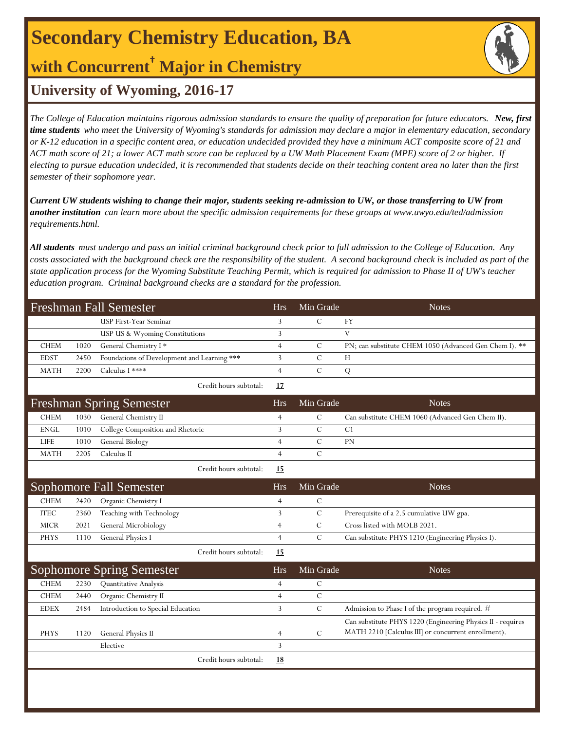# Secondary Chemistry Education, BA

## with Concurrent[†] Major in Chemistry

## University of Wyoming, 2016-17

*The College of Education maintains rigorous admission standards to ensure the quality of preparation for future educators.* ***New, first time students*** *who meet the University of Wyoming's standards for admission may declare a major in elementary education, secondary or K-12 education in a specific content area, or education undecided provided they have a minimum ACT composite score of 21 and ACT math score of 21; a lower ACT math score can be replaced by a UW Math Placement Exam (MPE) score of 2 or higher. If electing to pursue education undecided, it is recommended that students decide on their teaching content area no later than the first semester of their sophomore year.*

***Current UW students wishing to change their major, students seeking re-admission to UW, or those transferring to UW from another institution*** *can learn more about the specific admission requirements for these groups at www.uwyo.edu/ted/admission requirements.html.*

***All students*** *must undergo and pass an initial criminal background check prior to full admission to the College of Education. Any costs associated with the background check are the responsibility of the student. A second background check is included as part of the state application process for the Wyoming Substitute Teaching Permit, which is required for admission to Phase II of UW's teacher education program. Criminal background checks are a standard for the profession.*

| Freshman Fall Semester | | | Hrs | Min Grade | Notes |
|---|---|---|---|---|---|
| | | USP First-Year Seminar | 3 | C | FY |
| | | USP US & Wyoming Constitutions | 3 | | V |
| CHEM | 1020 | General Chemistry I * | 4 | C | PN; can substitute CHEM 1050 (Advanced Gen Chem I). ** |
| EDST | 2450 | Foundations of Development and Learning *** | 3 | C | H |
| MATH | 2200 | Calculus I **** | 4 | C | Q |
| | | Credit hours subtotal: | **17** | | |

| Freshman Spring Semester | | | Hrs | Min Grade | Notes |
|---|---|---|---|---|---|
| CHEM | 1030 | General Chemistry II | 4 | C | Can substitute CHEM 1060 (Advanced Gen Chem II). |
| ENGL | 1010 | College Composition and Rhetoric | 3 | C | C1 |
| LIFE | 1010 | General Biology | 4 | C | PN |
| MATH | 2205 | Calculus II | 4 | C | |
| | | Credit hours subtotal: | **15** | | |

| Sophomore Fall Semester | | | Hrs | Min Grade | Notes |
|---|---|---|---|---|---|
| CHEM | 2420 | Organic Chemistry I | 4 | C | |
| ITEC | 2360 | Teaching with Technology | 3 | C | Prerequisite of a 2.5 cumulative UW gpa. |
| MICR | 2021 | General Microbiology | 4 | C | Cross listed with MOLB 2021. |
| PHYS | 1110 | General Physics I | 4 | C | Can substitute PHYS 1210 (Engineering Physics I). |
| | | Credit hours subtotal: | **15** | | |

| Sophomore Spring Semester | | | Hrs | Min Grade | Notes |
|---|---|---|---|---|---|
| CHEM | 2230 | Quantitative Analysis | 4 | C | |
| CHEM | 2440 | Organic Chemistry II | 4 | C | |
| EDEX | 2484 | Introduction to Special Education | 3 | C | Admission to Phase I of the program required. # |
| PHYS | 1120 | General Physics II | 4 | C | Can substitute PHYS 1220 (Engineering Physics II - requires MATH 2210 [Calculus III] or concurrent enrollment). |
| | | Elective | 3 | | |
| | | Credit hours subtotal: | **18** | | |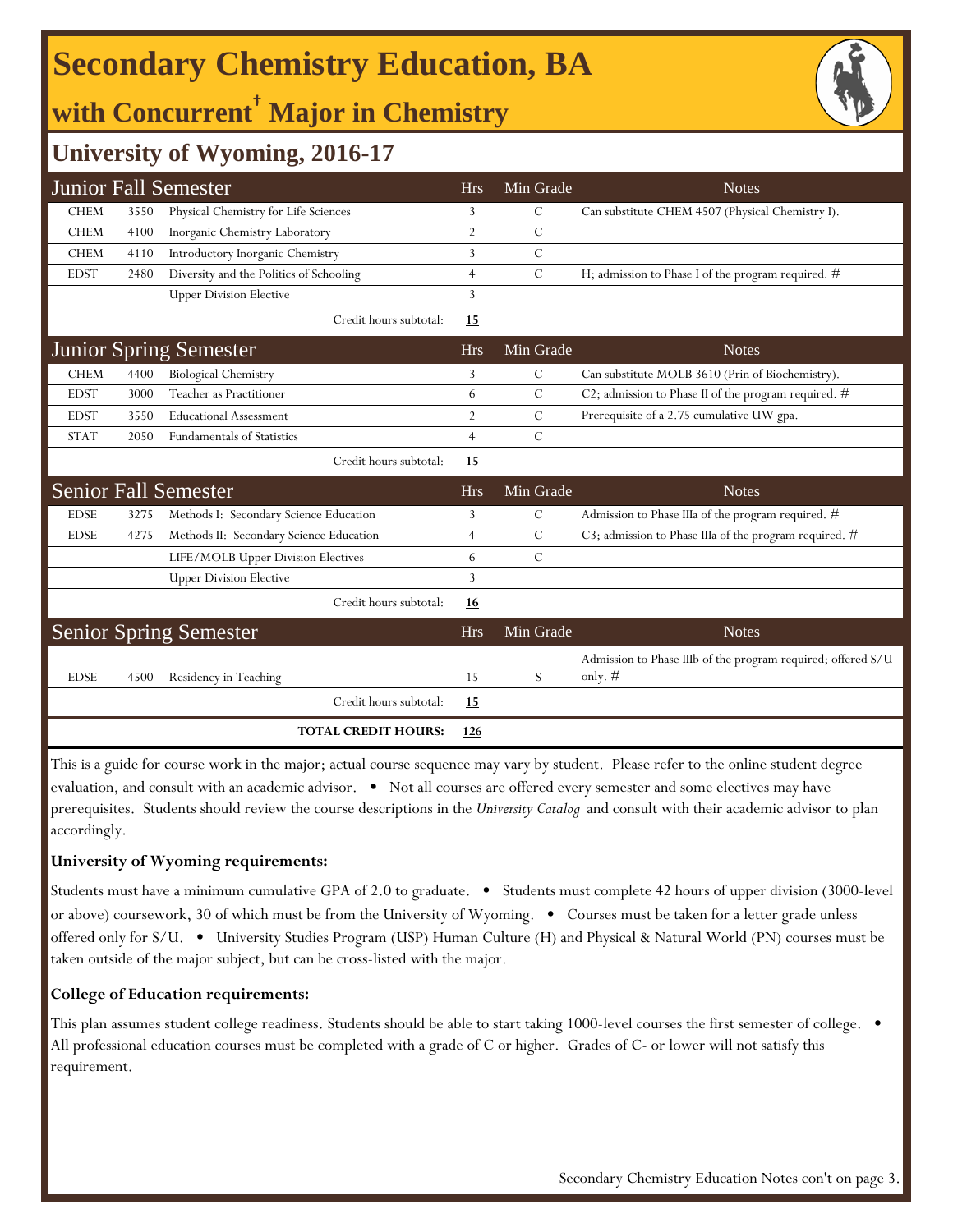# Secondary Chemistry Education, BA

## with Concurrent† Major in Chemistry

### University of Wyoming, 2016-17

| Junior Fall Semester | | | Hrs | Min Grade | Notes |
|---|---|---|---|---|---|
| CHEM | 3550 | Physical Chemistry for Life Sciences | 3 | C | Can substitute CHEM 4507 (Physical Chemistry I). |
| CHEM | 4100 | Inorganic Chemistry Laboratory | 2 | C | |
| CHEM | 4110 | Introductory Inorganic Chemistry | 3 | C | |
| EDST | 2480 | Diversity and the Politics of Schooling | 4 | C | H; admission to Phase I of the program required. # |
| | | Upper Division Elective | 3 | | |
| | | Credit hours subtotal: | **15** | | |

| Junior Spring Semester | | | Hrs | Min Grade | Notes |
|---|---|---|---|---|---|
| CHEM | 4400 | Biological Chemistry | 3 | C | Can substitute MOLB 3610 (Prin of Biochemistry). |
| EDST | 3000 | Teacher as Practitioner | 6 | C | C2; admission to Phase II of the program required. # |
| EDST | 3550 | Educational Assessment | 2 | C | Prerequisite of a 2.75 cumulative UW gpa. |
| STAT | 2050 | Fundamentals of Statistics | 4 | C | |
| | | Credit hours subtotal: | **15** | | |

| Senior Fall Semester | | | Hrs | Min Grade | Notes |
|---|---|---|---|---|---|
| EDSE | 3275 | Methods I: Secondary Science Education | 3 | C | Admission to Phase IIIa of the program required. # |
| EDSE | 4275 | Methods II: Secondary Science Education | 4 | C | C3; admission to Phase IIIa of the program required. # |
| | | LIFE/MOLB Upper Division Electives | 6 | C | |
| | | Upper Division Elective | 3 | | |
| | | Credit hours subtotal: | **16** | | |

| Senior Spring Semester | | | Hrs | Min Grade | Notes |
|---|---|---|---|---|---|
| EDSE | 4500 | Residency in Teaching | 15 | S | Admission to Phase IIIb of the program required; offered S/U only. # |
| | | Credit hours subtotal: | **15** | | |
| | | **TOTAL CREDIT HOURS:** | **126** | | |

This is a guide for course work in the major; actual course sequence may vary by student. Please refer to the online student degree evaluation, and consult with an academic advisor. • Not all courses are offered every semester and some electives may have prerequisites. Students should review the course descriptions in the *University Catalog* and consult with their academic advisor to plan accordingly.

**University of Wyoming requirements:**

Students must have a minimum cumulative GPA of 2.0 to graduate. • Students must complete 42 hours of upper division (3000-level or above) coursework, 30 of which must be from the University of Wyoming. • Courses must be taken for a letter grade unless offered only for S/U. • University Studies Program (USP) Human Culture (H) and Physical & Natural World (PN) courses must be taken outside of the major subject, but can be cross-listed with the major.

**College of Education requirements:**

This plan assumes student college readiness. Students should be able to start taking 1000-level courses the first semester of college. • All professional education courses must be completed with a grade of C or higher. Grades of C- or lower will not satisfy this requirement.

Secondary Chemistry Education Notes con't on page 3.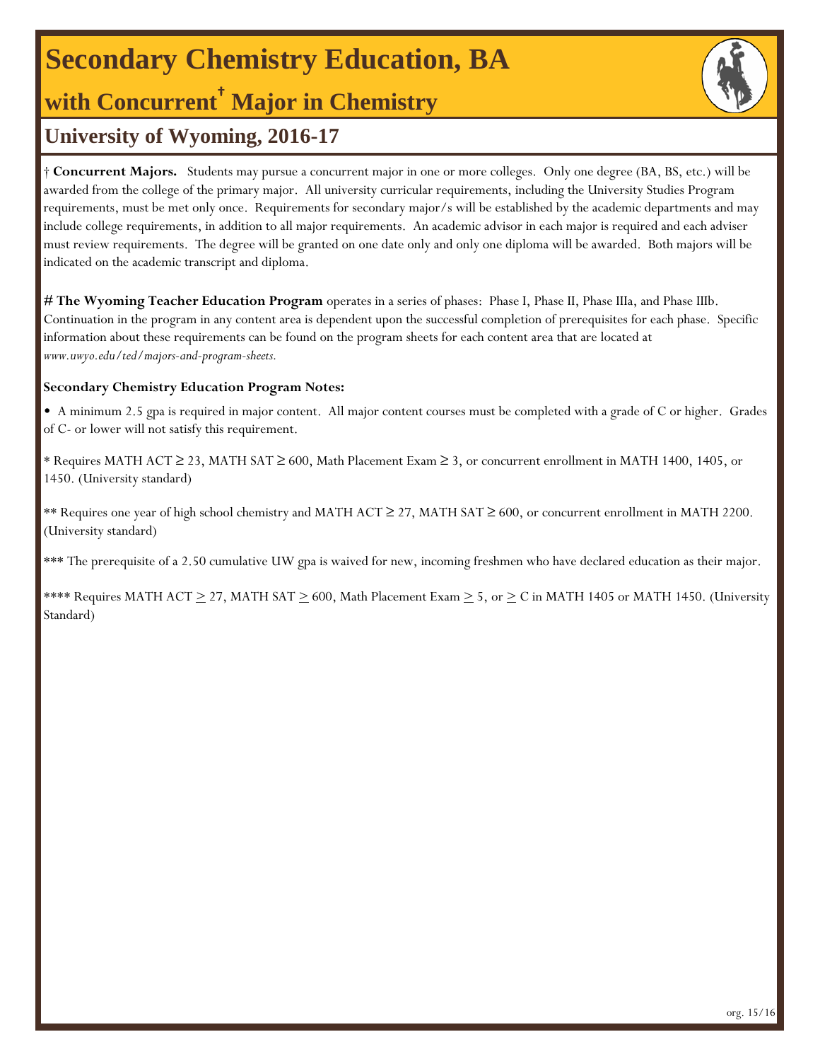# Secondary Chemistry Education, BA

## with Concurrent† Major in Chemistry

## University of Wyoming, 2016-17

† **Concurrent Majors.** Students may pursue a concurrent major in one or more colleges. Only one degree (BA, BS, etc.) will be awarded from the college of the primary major. All university curricular requirements, including the University Studies Program requirements, must be met only once. Requirements for secondary major/s will be established by the academic departments and may include college requirements, in addition to all major requirements. An academic advisor in each major is required and each adviser must review requirements. The degree will be granted on one date only and only one diploma will be awarded. Both majors will be indicated on the academic transcript and diploma.

**# The Wyoming Teacher Education Program** operates in a series of phases: Phase I, Phase II, Phase IIIa, and Phase IIIb. Continuation in the program in any content area is dependent upon the successful completion of prerequisites for each phase. Specific information about these requirements can be found on the program sheets for each content area that are located at *www.uwyo.edu/ted/majors-and-program-sheets.*

**Secondary Chemistry Education Program Notes:**

• A minimum 2.5 gpa is required in major content. All major content courses must be completed with a grade of C or higher. Grades of C- or lower will not satisfy this requirement.

* Requires MATH ACT ≥ 23, MATH SAT ≥ 600, Math Placement Exam ≥ 3, or concurrent enrollment in MATH 1400, 1405, or 1450. (University standard)

** Requires one year of high school chemistry and MATH ACT ≥ 27, MATH SAT ≥ 600, or concurrent enrollment in MATH 2200. (University standard)

*** The prerequisite of a 2.50 cumulative UW gpa is waived for new, incoming freshmen who have declared education as their major.

**** Requires MATH ACT ≥ 27, MATH SAT ≥ 600, Math Placement Exam ≥ 5, or ≥ C in MATH 1405 or MATH 1450. (University Standard)

org. 15/16